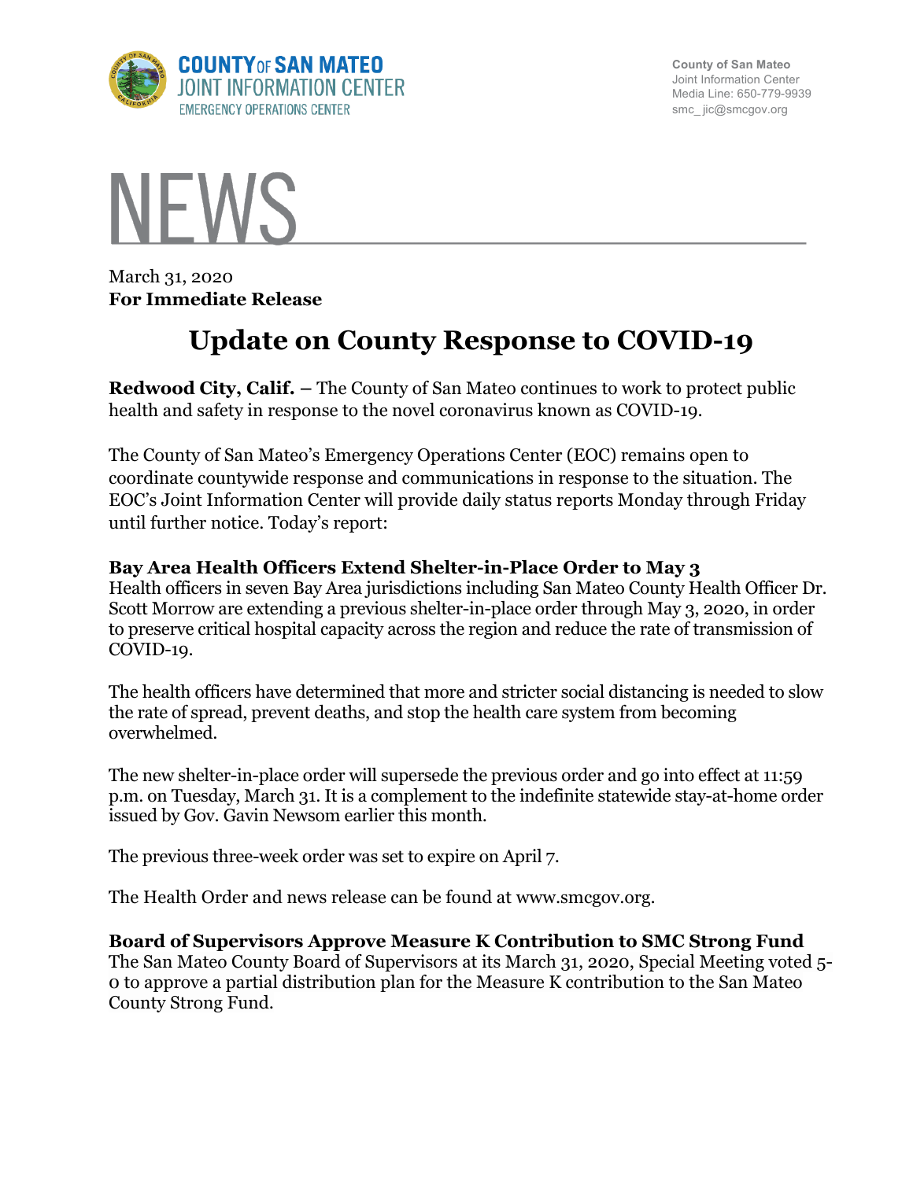COUNTY OF SAN MATEO
JOINT INFORMATION CENTER
EMERGENCY OPERATIONS CENTER

County of San Mateo
Joint Information Center
Media Line: 650-779-9939
smc_ jic@smcgov.org

# NEWS

March 31, 2020
**For Immediate Release**

# Update on County Response to COVID-19

**Redwood City, Calif. –** The County of San Mateo continues to work to protect public health and safety in response to the novel coronavirus known as COVID-19.

The County of San Mateo's Emergency Operations Center (EOC) remains open to coordinate countywide response and communications in response to the situation. The EOC's Joint Information Center will provide daily status reports Monday through Friday until further notice. Today's report:

**Bay Area Health Officers Extend Shelter-in-Place Order to May 3**
Health officers in seven Bay Area jurisdictions including San Mateo County Health Officer Dr. Scott Morrow are extending a previous shelter-in-place order through May 3, 2020, in order to preserve critical hospital capacity across the region and reduce the rate of transmission of COVID-19.

The health officers have determined that more and stricter social distancing is needed to slow the rate of spread, prevent deaths, and stop the health care system from becoming overwhelmed.

The new shelter-in-place order will supersede the previous order and go into effect at 11:59 p.m. on Tuesday, March 31. It is a complement to the indefinite statewide stay-at-home order issued by Gov. Gavin Newsom earlier this month.

The previous three-week order was set to expire on April 7.

The Health Order and news release can be found at www.smcgov.org.

**Board of Supervisors Approve Measure K Contribution to SMC Strong Fund**
The San Mateo County Board of Supervisors at its March 31, 2020, Special Meeting voted 5-0 to approve a partial distribution plan for the Measure K contribution to the San Mateo County Strong Fund.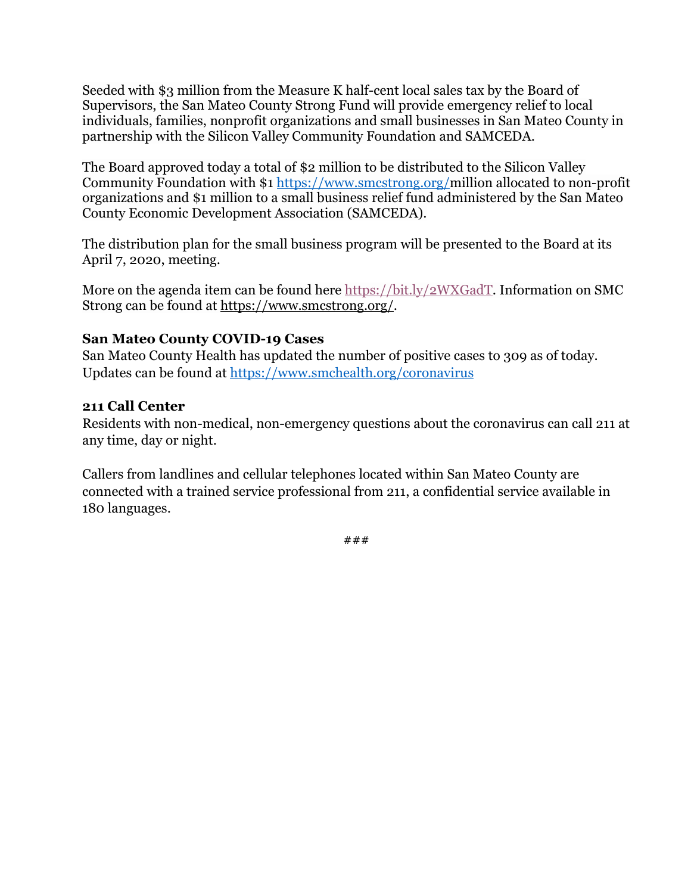Seeded with $3 million from the Measure K half-cent local sales tax by the Board of Supervisors, the San Mateo County Strong Fund will provide emergency relief to local individuals, families, nonprofit organizations and small businesses in San Mateo County in partnership with the Silicon Valley Community Foundation and SAMCEDA.

The Board approved today a total of $2 million to be distributed to the Silicon Valley Community Foundation with $1 https://www.smcstrong.org/million allocated to non-profit organizations and $1 million to a small business relief fund administered by the San Mateo County Economic Development Association (SAMCEDA).

The distribution plan for the small business program will be presented to the Board at its April 7, 2020, meeting.

More on the agenda item can be found here https://bit.ly/2WXGadT. Information on SMC Strong can be found at https://www.smcstrong.org/.

**San Mateo County COVID-19 Cases**
San Mateo County Health has updated the number of positive cases to 309 as of today. Updates can be found at https://www.smchealth.org/coronavirus

**211 Call Center**
Residents with non-medical, non-emergency questions about the coronavirus can call 211 at any time, day or night.

Callers from landlines and cellular telephones located within San Mateo County are connected with a trained service professional from 211, a confidential service available in 180 languages.

###